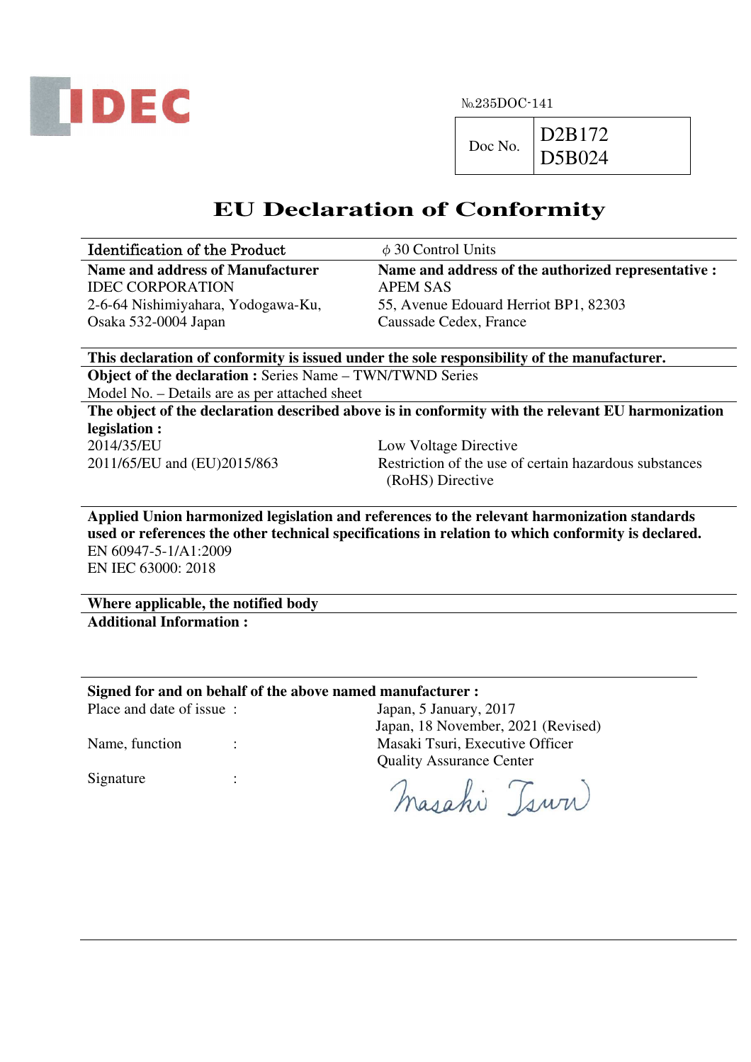IDEC

№235DOC-141

| Doc No. | D2B172<br>D5B024 |
|---|---|

# EU Declaration of Conformity

| Identification of the Product | ϕ 30 Control Units |
|---|---|
| **Name and address of Manufacturer**<br>IDEC CORPORATION<br>2-6-64 Nishimiyahara, Yodogawa-Ku,<br>Osaka 532-0004 Japan | **Name and address of the authorized representative :**<br>APEM SAS<br>55, Avenue Edouard Herriot BP1, 82303<br>Caussade Cedex, France |

**This declaration of conformity is issued under the sole responsibility of the manufacturer.**

**Object of the declaration :** Series Name – TWN/TWND Series

Model No. – Details are as per attached sheet

**The object of the declaration described above is in conformity with the relevant EU harmonization legislation :**

| | |
|---|---|
| 2014/35/EU | Low Voltage Directive |
| 2011/65/EU and (EU)2015/863 | Restriction of the use of certain hazardous substances (RoHS) Directive |

**Applied Union harmonized legislation and references to the relevant harmonization standards used or references the other technical specifications in relation to which conformity is declared.**

EN 60947-5-1/A1:2009

EN IEC 63000: 2018

**Where applicable, the notified body**

**Additional Information :**

**Signed for and on behalf of the above named manufacturer :**

| | |
|---|---|
| Place and date of issue : | Japan, 5 January, 2017<br>Japan, 18 November, 2021 (Revised) |
| Name, function : | Masaki Tsuri, Executive Officer<br>Quality Assurance Center |
| Signature : | Masaki Tsuri |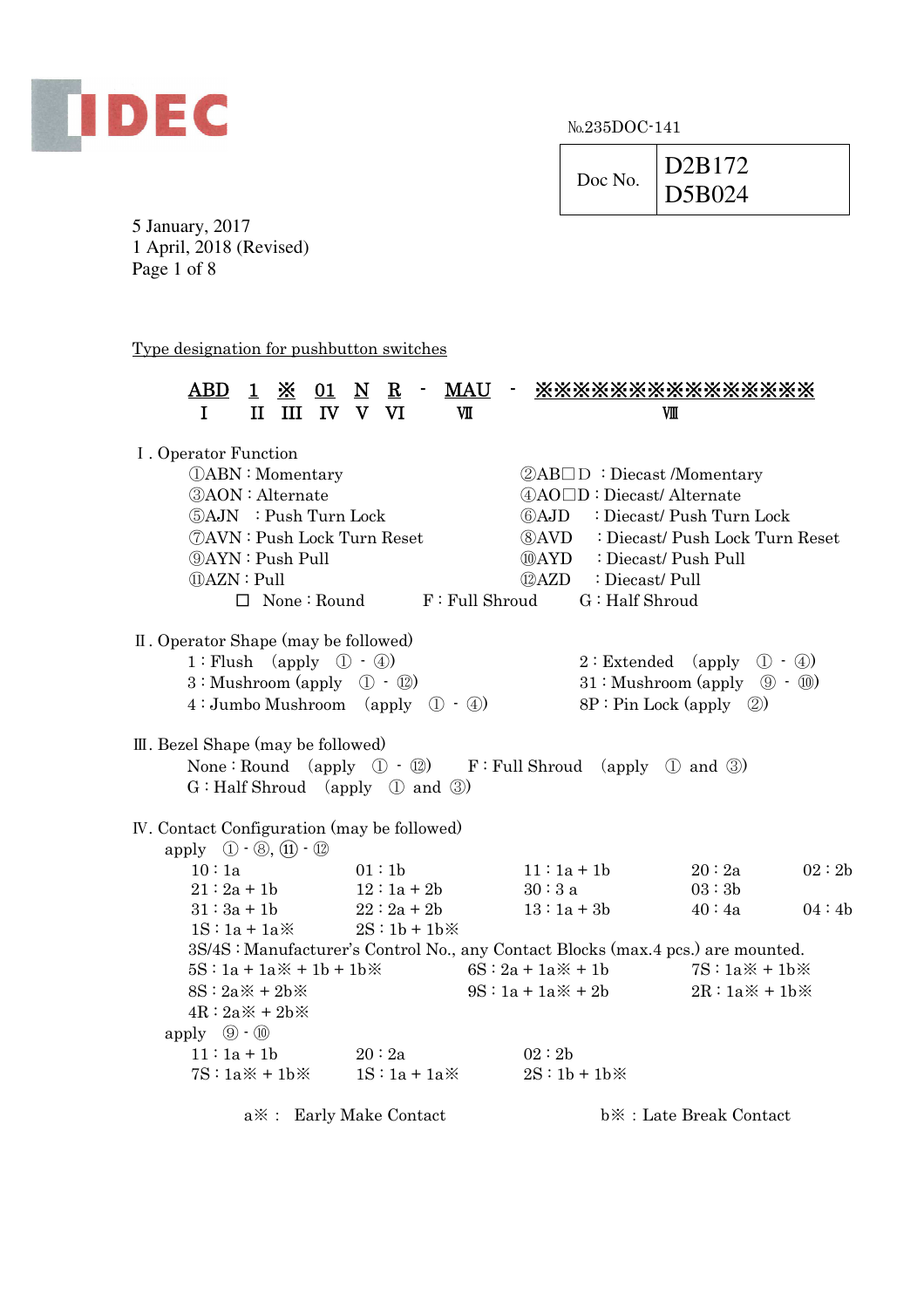IDEC

№235DOC-141

| Doc No. | D2B172<br>D5B024 |
|---|---|

5 January, 2017
1 April, 2018 (Revised)
Page 1 of 8

Type designation for pushbutton switches

| ABD | 1 | ※ | 01 | N | R | - | MAU | - | ※※※※※※※※※※※※※※※※ |
|---|---|---|---|---|---|---|---|---|---|
| I | II | III | IV | V | VI | | Ⅶ | | Ⅷ |

I . Operator Function

- ①ABN : Momentary
- ②AB□D : Diecast /Momentary
- ③AON : Alternate
- ④AO□D : Diecast/ Alternate
- ⑤AJN : Push Turn Lock
- ⑥AJD : Diecast/ Push Turn Lock
- ⑦AVN : Push Lock Turn Reset
- ⑧AVD : Diecast/ Push Lock Turn Reset
- ⑨AYN : Push Pull
- ⑩AYD : Diecast/ Push Pull
- ⑪AZN : Pull
- ⑫AZD : Diecast/ Pull

□ None : Round　　F : Full Shroud　　G : Half Shroud

II . Operator Shape (may be followed)

- 1 : Flush (apply ① - ④)
- 2 : Extended (apply ① - ④)
- 3 : Mushroom (apply ① - ⑫)
- 31 : Mushroom (apply ⑨ - ⑩)
- 4 : Jumbo Mushroom (apply ① - ④)
- 8P : Pin Lock (apply ②)

Ⅲ. Bezel Shape (may be followed)

- None : Round (apply ① - ⑫)
- F : Full Shroud (apply ① and ③)
- G : Half Shroud (apply ① and ③)

Ⅳ. Contact Configuration (may be followed)

apply ① - ⑧, ⑪ - ⑫

| | | | | |
|---|---|---|---|---|
| 10 : 1a | 01 : 1b | 11 : 1a + 1b | 20 : 2a | 02 : 2b |
| 21 : 2a + 1b | 12 : 1a + 2b | 30 : 3 a | 03 : 3b | |
| 31 : 3a + 1b | 22 : 2a + 2b | 13 : 1a + 3b | 40 : 4a | 04 : 4b |
| 1S : 1a + 1a※ | 2S : 1b + 1b※ | | | |

3S/4S : Manufacturer's Control No., any Contact Blocks (max.4 pcs.) are mounted.

| | | |
|---|---|---|
| 5S : 1a + 1a※ + 1b + 1b※ | 6S : 2a + 1a※ + 1b | 7S : 1a※ + 1b※ |
| 8S : 2a※ + 2b※ | 9S : 1a + 1a※ + 2b | 2R : 1a※ + 1b※ |
| 4R : 2a※ + 2b※ | | |

apply ⑨ - ⑩

| | | |
|---|---|---|
| 11 : 1a + 1b | 20 : 2a | 02 : 2b |
| 7S : 1a※ + 1b※ | 1S : 1a + 1a※ | 2S : 1b + 1b※ |

a※ : Early Make Contact　　b※ : Late Break Contact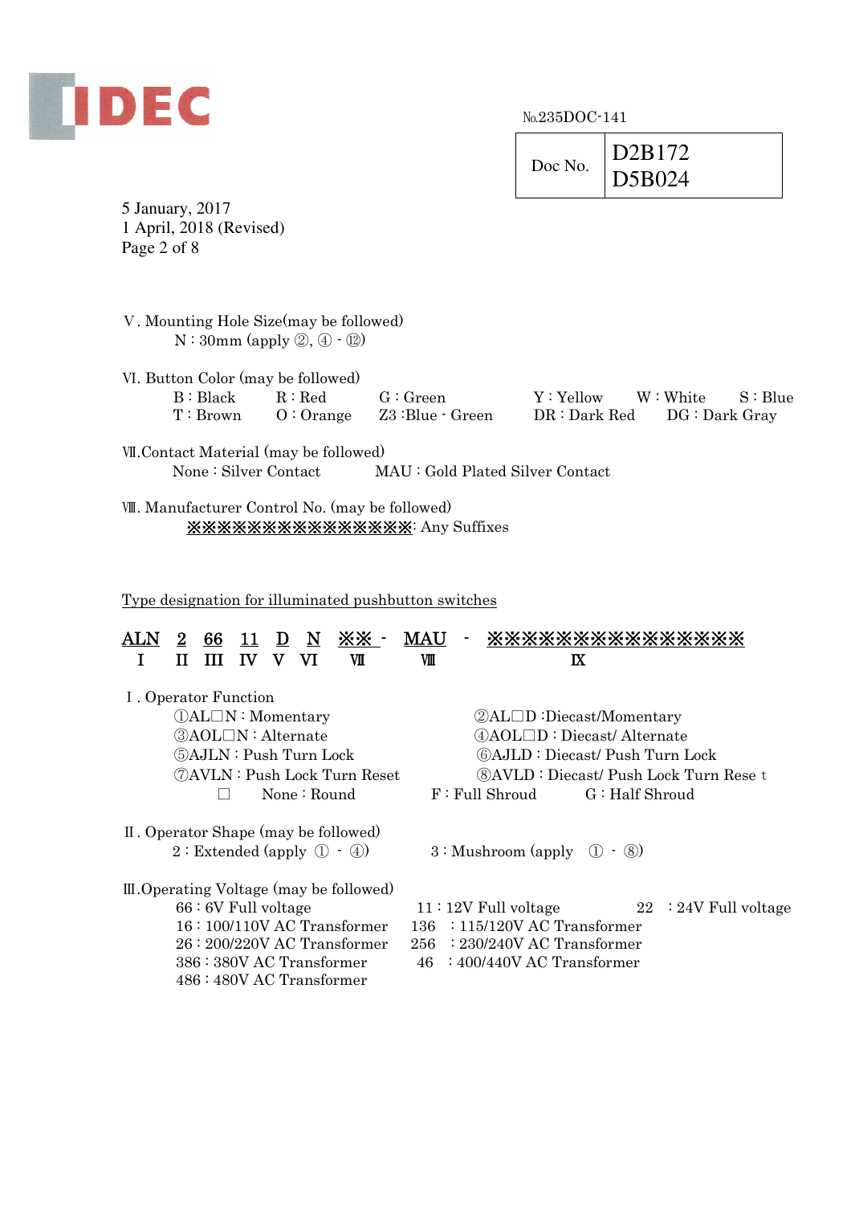No.235DOC-141

| Doc No. | D2B172<br>D5B024 |
|---|---|

5 January, 2017
1 April, 2018 (Revised)

Ⅴ. Mounting Hole Size(may be followed)
N : 30mm (apply ②, ④ - ⑫)

Ⅵ. Button Color (may be followed)

| | | | | | |
|---|---|---|---|---|---|
| B : Black | R : Red | G : Green | Y : Yellow | W : White | S : Blue |
| T : Brown | O : Orange | Z3 :Blue - Green | DR : Dark Red | DG : Dark Gray | |

Ⅶ.Contact Material (may be followed)
None : Silver Contact      MAU : Gold Plated Silver Contact

Ⅷ. Manufacturer Control No. (may be followed)
※※※※※※※※※※※※※※※: Any Suffixes

Type designation for illuminated pushbutton switches

| ALN | 2 | 66 | 11 | D | N | ※※ - | MAU | - | ※※※※※※※※※※※※※※※ |
|---|---|---|---|---|---|---|---|---|---|
| Ⅰ | Ⅱ | Ⅲ | Ⅳ | Ⅴ | Ⅵ | Ⅶ | Ⅷ | | Ⅸ |

Ⅰ. Operator Function

| | |
|---|---|
| ①AL□N : Momentary | ②AL□D :Diecast/Momentary |
| ③AOL□N : Alternate | ④AOL□D : Diecast/ Alternate |
| ⑤AJLN : Push Turn Lock | ⑥AJLD : Diecast/ Push Turn Lock |
| ⑦AVLN : Push Lock Turn Reset | ⑧AVLD : Diecast/ Push Lock Turn Rese t |

□  None : Round      F : Full Shroud      G : Half Shroud

Ⅱ. Operator Shape (may be followed)
2 : Extended (apply ① - ④)      3 : Mushroom (apply ① - ⑧)

Ⅲ.Operating Voltage (may be followed)

| | | |
|---|---|---|
| 66 : 6V Full voltage | 11 : 12V Full voltage | 22 : 24V Full voltage |
| 16 : 100/110V AC Transformer | 136 : 115/120V AC Transformer | |
| 26 : 200/220V AC Transformer | 256 : 230/240V AC Transformer | |
| 386 : 380V AC Transformer | 46 : 400/440V AC Transformer | |
| 486 : 480V AC Transformer | | |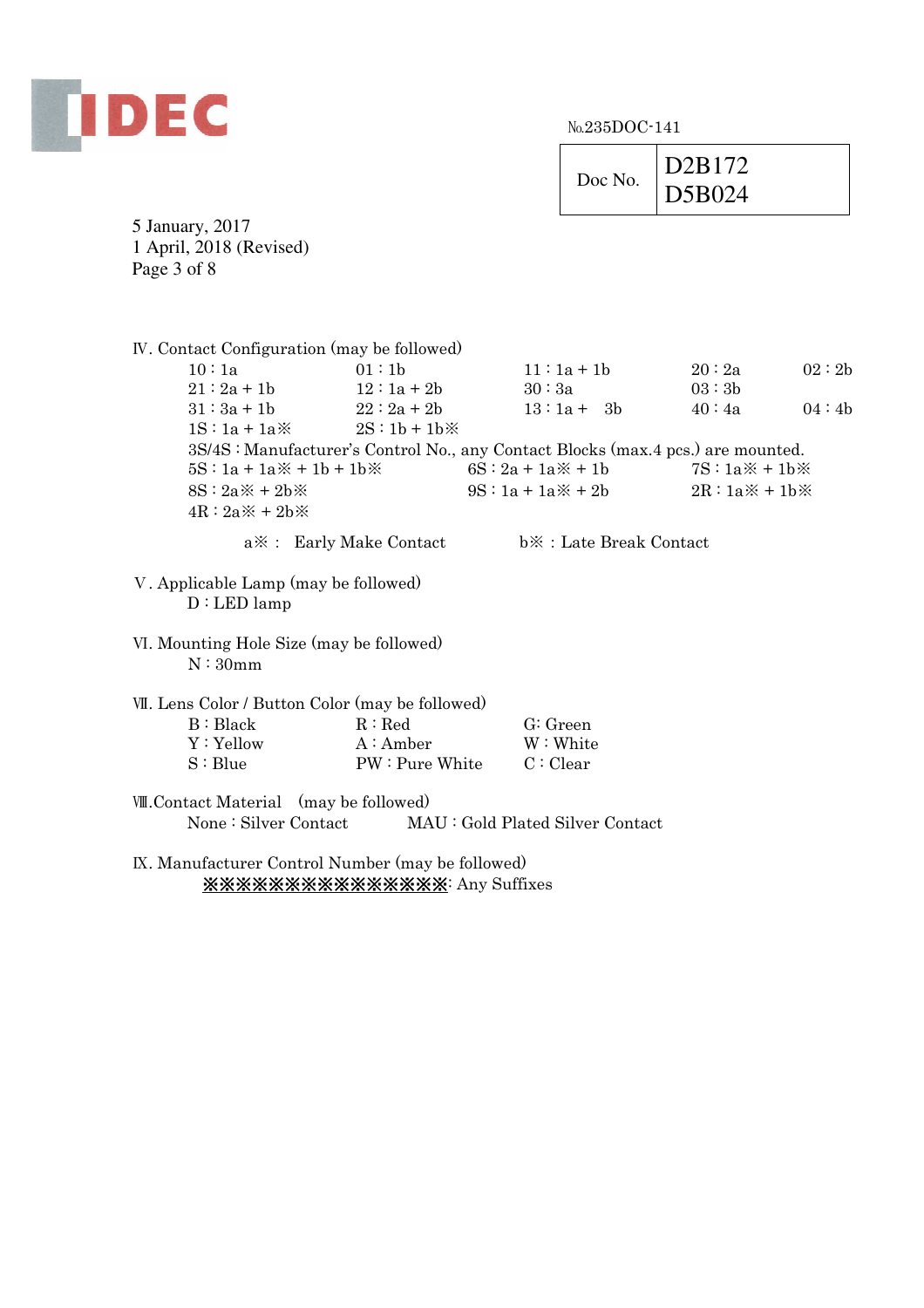IDEC

№235DOC-141

| Doc No. | D2B172<br>D5B024 |
|---|---|

5 January, 2017
1 April, 2018 (Revised)

Ⅳ. Contact Configuration (may be followed)

| | | | | |
|---|---|---|---|---|
| 10 : 1a | 01 : 1b | 11 : 1a + 1b | 20 : 2a | 02 : 2b |
| 21 : 2a + 1b | 12 : 1a + 2b | 30 : 3a | 03 : 3b | |
| 31 : 3a + 1b | 22 : 2a + 2b | 13 : 1a + 3b | 40 : 4a | 04 : 4b |
| 1S : 1a + 1a※ | 2S : 1b + 1b※ | | | |

3S/4S : Manufacturer's Control No., any Contact Blocks (max.4 pcs.) are mounted.

| | | |
|---|---|---|
| 5S : 1a + 1a※ + 1b + 1b※ | 6S : 2a + 1a※ + 1b | 7S : 1a※ + 1b※ |
| 8S : 2a※ + 2b※ | 9S : 1a + 1a※ + 2b | 2R : 1a※ + 1b※ |
| 4R : 2a※ + 2b※ | | |

a※ : Early Make Contact　　　b※ : Late Break Contact

Ⅴ. Applicable Lamp (may be followed)

D : LED lamp

Ⅵ. Mounting Hole Size (may be followed)

N : 30mm

Ⅶ. Lens Color / Button Color (may be followed)

| | | |
|---|---|---|
| B : Black | R : Red | G: Green |
| Y : Yellow | A : Amber | W : White |
| S : Blue | PW : Pure White | C : Clear |

Ⅷ.Contact Material (may be followed)

None : Silver Contact　　　MAU : Gold Plated Silver Contact

Ⅸ. Manufacturer Control Number (may be followed)

※※※※※※※※※※※※※※※: Any Suffixes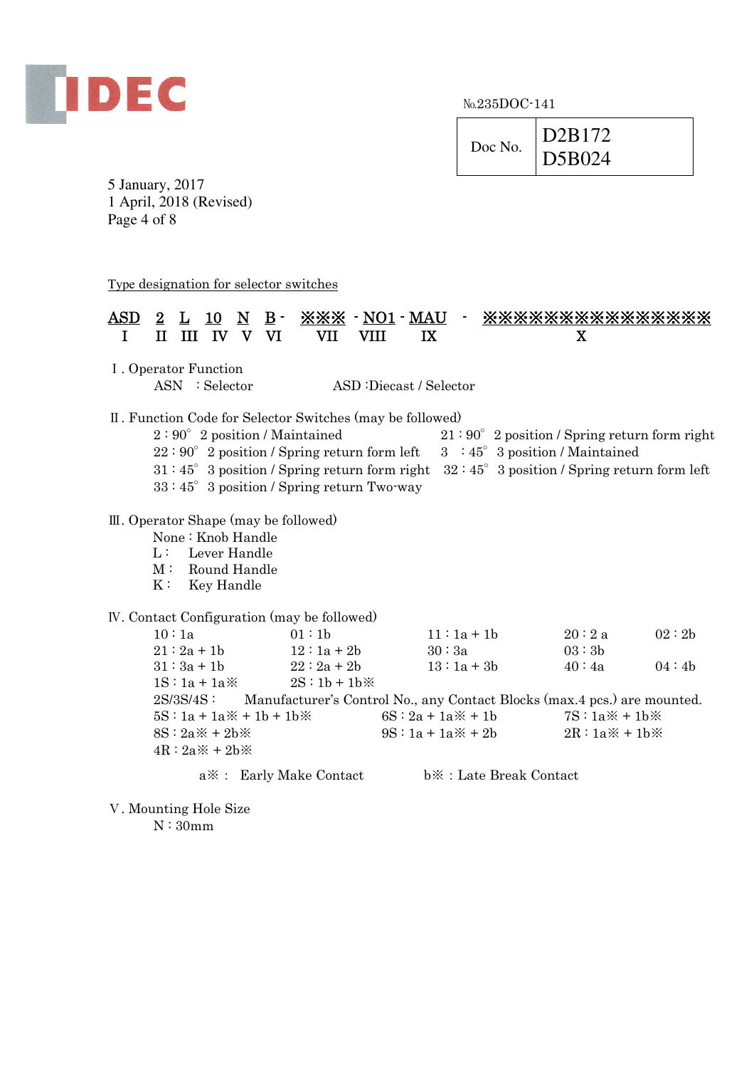No.235DOC-141

| Doc No. | D2B172<br>D5B024 |
|---|---|

5 January, 2017
1 April, 2018 (Revised)

Type designation for selector switches

| ASD | 2 | L | 10 | N | B - | ※※※ | - NO1 | - MAU | - | ※※※※※※※※※※※※※※※ |
|---|---|---|---|---|---|---|---|---|---|---|
| I | II | III | IV | V | VI | VII | VIII | IX | | X |

Ⅰ. Operator Function

ASN : Selector　　　　ASD :Diecast / Selector

Ⅱ. Function Code for Selector Switches (may be followed)

| | |
|---|---|
| 2 : 90° 2 position / Maintained | 21 : 90° 2 position / Spring return form right |
| 22 : 90° 2 position / Spring return form left | 3 : 45° 3 position / Maintained |
| 31 : 45° 3 position / Spring return form right | 32 : 45° 3 position / Spring return form left |
| 33 : 45° 3 position / Spring return Two-way | |

Ⅲ. Operator Shape (may be followed)

None : Knob Handle
L : Lever Handle
M : Round Handle
K : Key Handle

Ⅳ. Contact Configuration (may be followed)

| | | | | |
|---|---|---|---|---|
| 10 : 1a | 01 : 1b | 11 : 1a + 1b | 20 : 2 a | 02 : 2b |
| 21 : 2a + 1b | 12 : 1a + 2b | 30 : 3a | 03 : 3b | |
| 31 : 3a + 1b | 22 : 2a + 2b | 13 : 1a + 3b | 40 : 4a | 04 : 4b |
| 1S : 1a + 1a※ | 2S : 1b + 1b※ | | | |

2S/3S/4S : Manufacturer's Control No., any Contact Blocks (max.4 pcs.) are mounted.

| | | |
|---|---|---|
| 5S : 1a + 1a※ + 1b + 1b※ | 6S : 2a + 1a※ + 1b | 7S : 1a※ + 1b※ |
| 8S : 2a※ + 2b※ | 9S : 1a + 1a※ + 2b | 2R : 1a※ + 1b※ |
| 4R : 2a※ + 2b※ | | |

a※ : Early Make Contact　　　b※ : Late Break Contact

Ⅴ. Mounting Hole Size

N : 30mm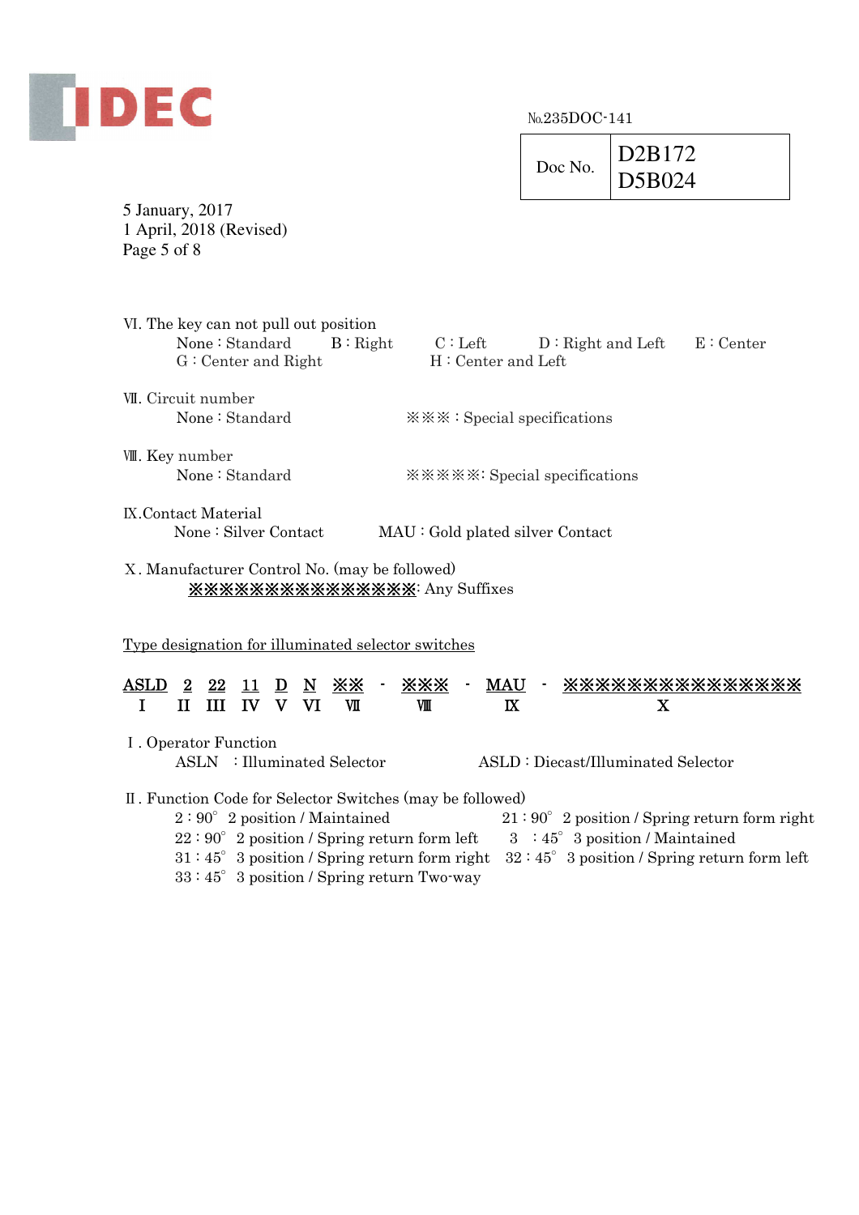№.235DOC-141

| Doc No. | D2B172<br>D5B024 |
|---|---|

5 January, 2017
1 April, 2018 (Revised)

Ⅵ. The key can not pull out position

None : Standard　B : Right　C : Left　D : Right and Left　E : Center
G : Center and Right　H : Center and Left

Ⅶ. Circuit number

None : Standard　※※※ : Special specifications

Ⅷ. Key number

None : Standard　※※※※※: Special specifications

Ⅸ.Contact Material

None : Silver Contact　MAU : Gold plated silver Contact

Ⅹ. Manufacturer Control No. (may be followed)

※※※※※※※※※※※※※※※※: Any Suffixes

Type designation for illuminated selector switches

| ASLD | 2 | 22 | 11 | D | N | ※※ | - | ※※※ | - | MAU | - | ※※※※※※※※※※※※※※※※ |
|---|---|---|---|---|---|---|---|---|---|---|---|---|
| Ⅰ | Ⅱ | Ⅲ | Ⅳ | Ⅴ | Ⅵ | Ⅶ | | Ⅷ | | Ⅸ | | Ⅹ |

Ⅰ. Operator Function

ASLN　: Illuminated Selector　ASLD : Diecast/Illuminated Selector

Ⅱ. Function Code for Selector Switches (may be followed)

2 : 90° 2 position / Maintained
21 : 90° 2 position / Spring return form right
22 : 90° 2 position / Spring return form left
3 : 45° 3 position / Maintained
31 : 45° 3 position / Spring return form right
32 : 45° 3 position / Spring return form left
33 : 45° 3 position / Spring return Two-way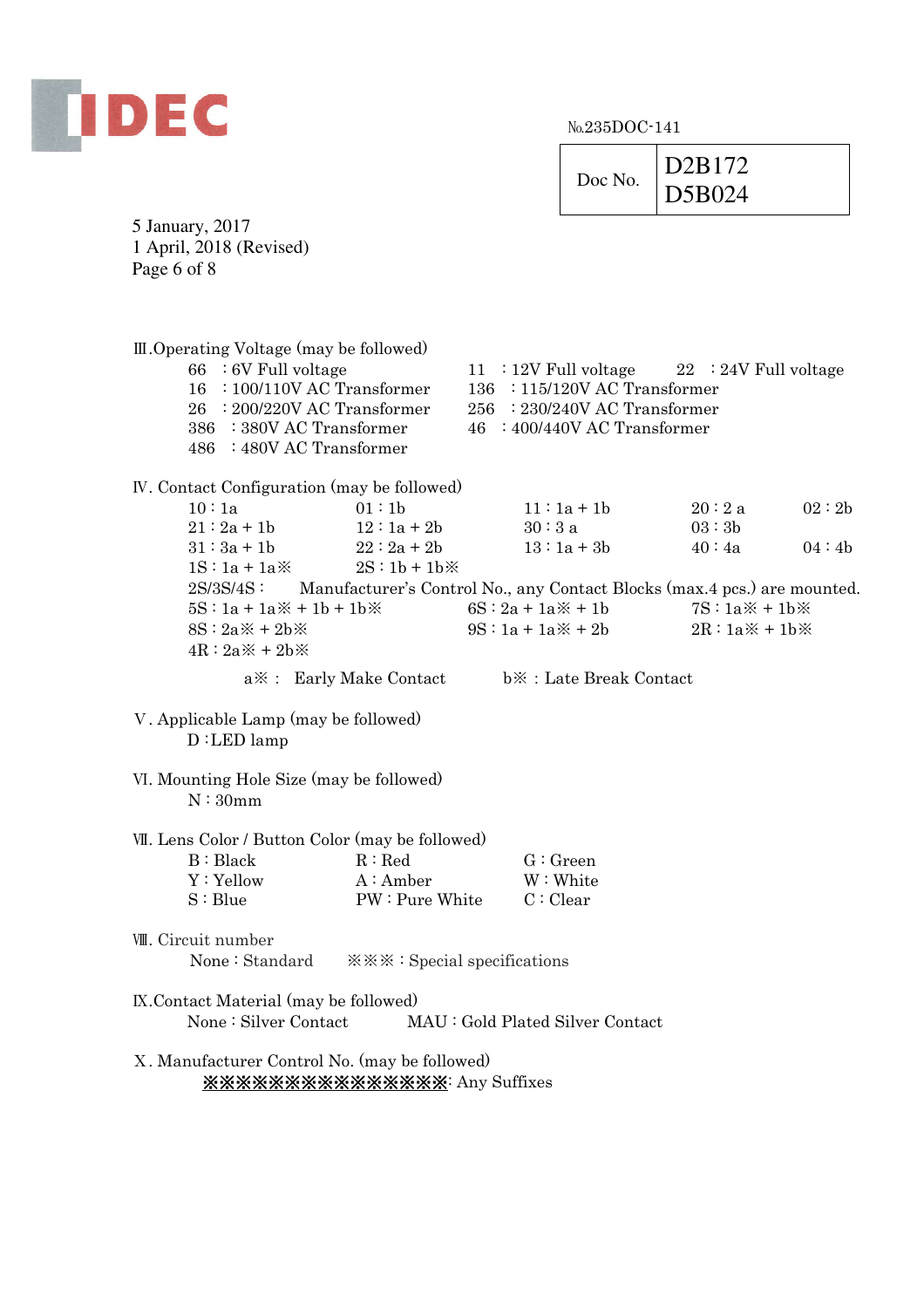IDEC

№235DOC-141

| Doc No. | D2B172<br>D5B024 |
|---|---|

5 January, 2017
1 April, 2018 (Revised)

Ⅲ.Operating Voltage (may be followed)

| | | |
|---|---|---|
| 66 : 6V Full voltage | 11 : 12V Full voltage | 22 : 24V Full voltage |
| 16 : 100/110V AC Transformer | 136 : 115/120V AC Transformer | |
| 26 : 200/220V AC Transformer | 256 : 230/240V AC Transformer | |
| 386 : 380V AC Transformer | 46 : 400/440V AC Transformer | |
| 486 : 480V AC Transformer | | |

Ⅳ. Contact Configuration (may be followed)

| | | | | |
|---|---|---|---|---|
| 10 : 1a | 01 : 1b | 11 : 1a + 1b | 20 : 2 a | 02 : 2b |
| 21 : 2a + 1b | 12 : 1a + 2b | 30 : 3 a | 03 : 3b | |
| 31 : 3a + 1b | 22 : 2a + 2b | 13 : 1a + 3b | 40 : 4a | 04 : 4b |
| 1S : 1a + 1a※ | 2S : 1b + 1b※ | | | |

2S/3S/4S : Manufacturer's Control No., any Contact Blocks (max.4 pcs.) are mounted.

| | | |
|---|---|---|
| 5S : 1a + 1a※ + 1b + 1b※ | 6S : 2a + 1a※ + 1b | 7S : 1a※ + 1b※ |
| 8S : 2a※ + 2b※ | 9S : 1a + 1a※ + 2b | 2R : 1a※ + 1b※ |
| 4R : 2a※ + 2b※ | | |

a※ : Early Make Contact　　b※ : Late Break Contact

Ⅴ. Applicable Lamp (may be followed)
D :LED lamp

Ⅵ. Mounting Hole Size (may be followed)
N : 30mm

Ⅶ. Lens Color / Button Color (may be followed)

| | | |
|---|---|---|
| B : Black | R : Red | G : Green |
| Y : Yellow | A : Amber | W : White |
| S : Blue | PW : Pure White | C : Clear |

Ⅷ. Circuit number
None : Standard　　※※※ : Special specifications

Ⅸ.Contact Material (may be followed)
None : Silver Contact　　MAU : Gold Plated Silver Contact

Ⅹ. Manufacturer Control No. (may be followed)
<u>※※※※※※※※※※※※※※※※※</u>: Any Suffixes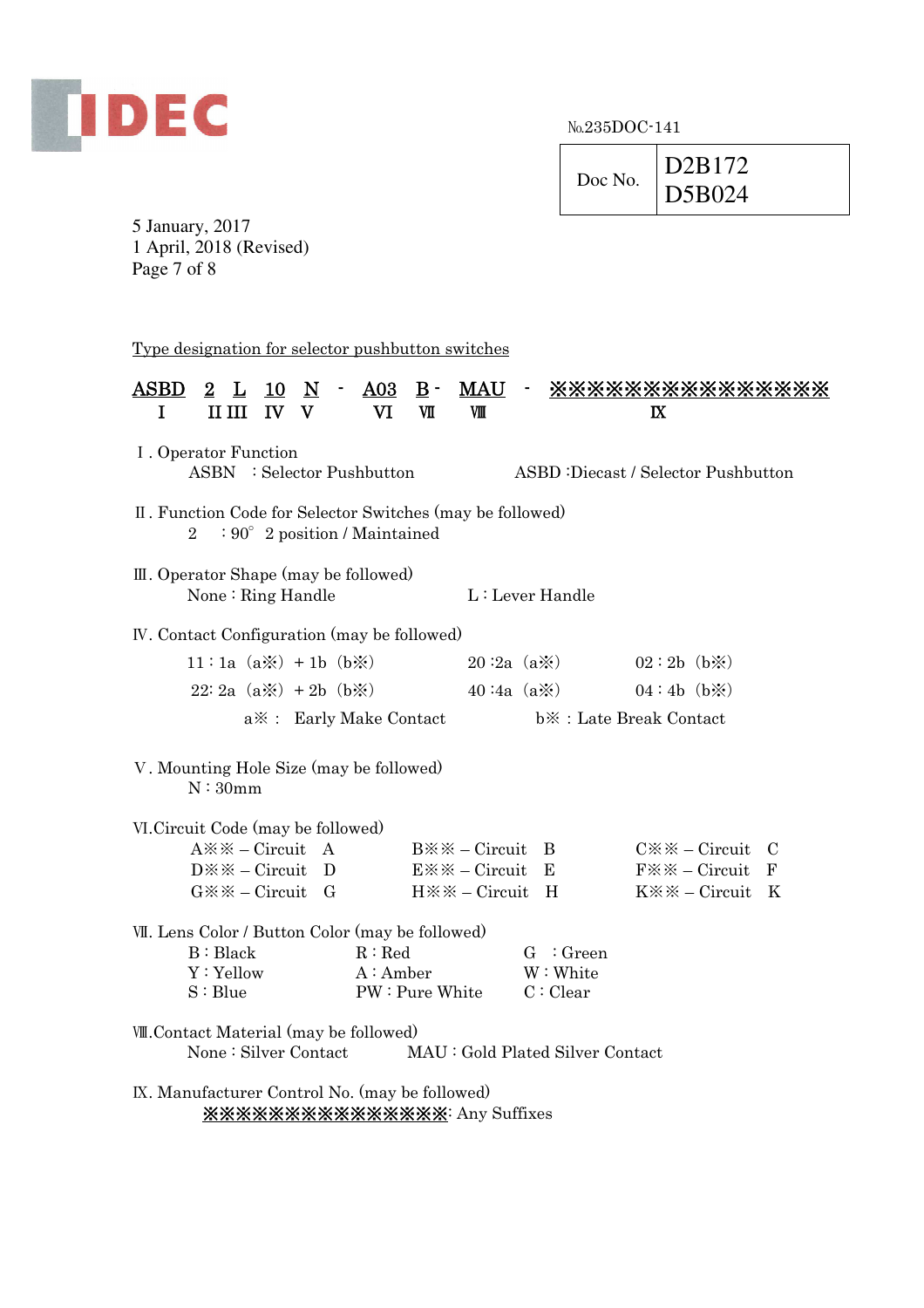IDEC

No.235DOC-141

| Doc No. | D2B172<br>D5B024 |
|---|---|

5 January, 2017
1 April, 2018 (Revised)

Type designation for selector pushbutton switches

| ASBD | 2 | L | 10 | N | - | A03 | B - | MAU | - | ※※※※※※※※※※※※※※※※ |
|---|---|---|---|---|---|---|---|---|---|---|
| I | II | III | IV | V | | VI | VII | VIII | | IX |

I. Operator Function
ASBN : Selector Pushbutton    ASBD :Diecast / Selector Pushbutton

II. Function Code for Selector Switches (may be followed)
2 : 90° 2 position / Maintained

III. Operator Shape (may be followed)
None : Ring Handle    L : Lever Handle

IV. Contact Configuration (may be followed)

| | | |
|---|---|---|
| 11 : 1a (a※) + 1b (b※) | 20 :2a (a※) | 02 : 2b (b※) |
| 22: 2a (a※) + 2b (b※) | 40 :4a (a※) | 04 : 4b (b※) |

a※ : Early Make Contact    b※ : Late Break Contact

V. Mounting Hole Size (may be followed)
N : 30mm

VI. Circuit Code (may be followed)

| | | |
|---|---|---|
| A※※ – Circuit A | B※※ – Circuit B | C※※ – Circuit C |
| D※※ – Circuit D | E※※ – Circuit E | F※※ – Circuit F |
| G※※ – Circuit G | H※※ – Circuit H | K※※ – Circuit K |

VII. Lens Color / Button Color (may be followed)

| | | |
|---|---|---|
| B : Black | R : Red | G : Green |
| Y : Yellow | A : Amber | W : White |
| S : Blue | PW : Pure White | C : Clear |

VIII. Contact Material (may be followed)
None : Silver Contact    MAU : Gold Plated Silver Contact

IX. Manufacturer Control No. (may be followed)
※※※※※※※※※※※※※※※※: Any Suffixes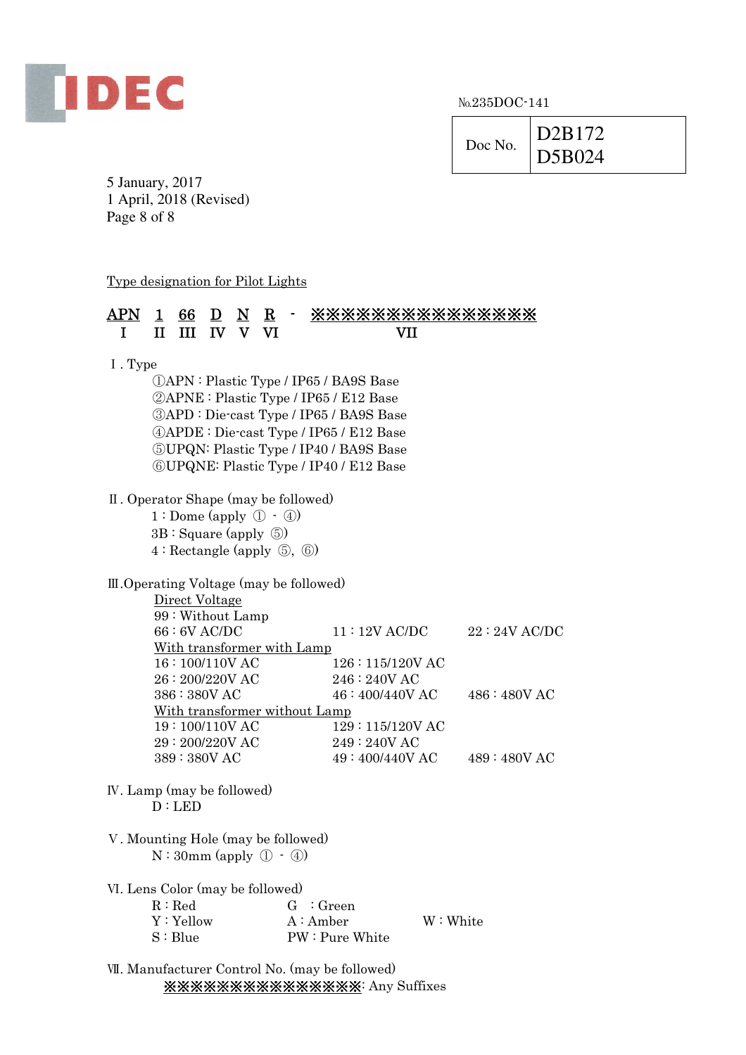№235DOC-141

| Doc No. | D2B172<br>D5B024 |
|---|---|

5 January, 2017
1 April, 2018 (Revised)

## Type designation for Pilot Lights

| APN | 1 | 66 | D | N | R | - | ※※※※※※※※※※※※※※※ |
|---|---|---|---|---|---|---|---|
| I | II | III | IV | V | VI | | VII |

I . Type

- ①APN : Plastic Type / IP65 / BA9S Base
- ②APNE : Plastic Type / IP65 / E12 Base
- ③APD : Die-cast Type / IP65 / BA9S Base
- ④APDE : Die-cast Type / IP65 / E12 Base
- ⑤UPQN: Plastic Type / IP40 / BA9S Base
- ⑥UPQNE: Plastic Type / IP40 / E12 Base

II . Operator Shape (may be followed)

- 1 : Dome (apply ① - ④)
- 3B : Square (apply ⑤)
- 4 : Rectangle (apply ⑤, ⑥)

III.Operating Voltage (may be followed)

Direct Voltage

| | | |
|---|---|---|
| 99 : Without Lamp | | |
| 66 : 6V AC/DC | 11 : 12V AC/DC | 22 : 24V AC/DC |

With transformer with Lamp

| | | |
|---|---|---|
| 16 : 100/110V AC | 126 : 115/120V AC | |
| 26 : 200/220V AC | 246 : 240V AC | |
| 386 : 380V AC | 46 : 400/440V AC | 486 : 480V AC |

With transformer without Lamp

| | | |
|---|---|---|
| 19 : 100/110V AC | 129 : 115/120V AC | |
| 29 : 200/220V AC | 249 : 240V AC | |
| 389 : 380V AC | 49 : 400/440V AC | 489 : 480V AC |

IV. Lamp (may be followed)

D : LED

V. Mounting Hole (may be followed)

N : 30mm (apply ① - ④)

VI. Lens Color (may be followed)

| | | |
|---|---|---|
| R : Red | G : Green | |
| Y : Yellow | A : Amber | W : White |
| S : Blue | PW : Pure White | |

VII. Manufacturer Control No. (may be followed)

※※※※※※※※※※※※※※※: Any Suffixes